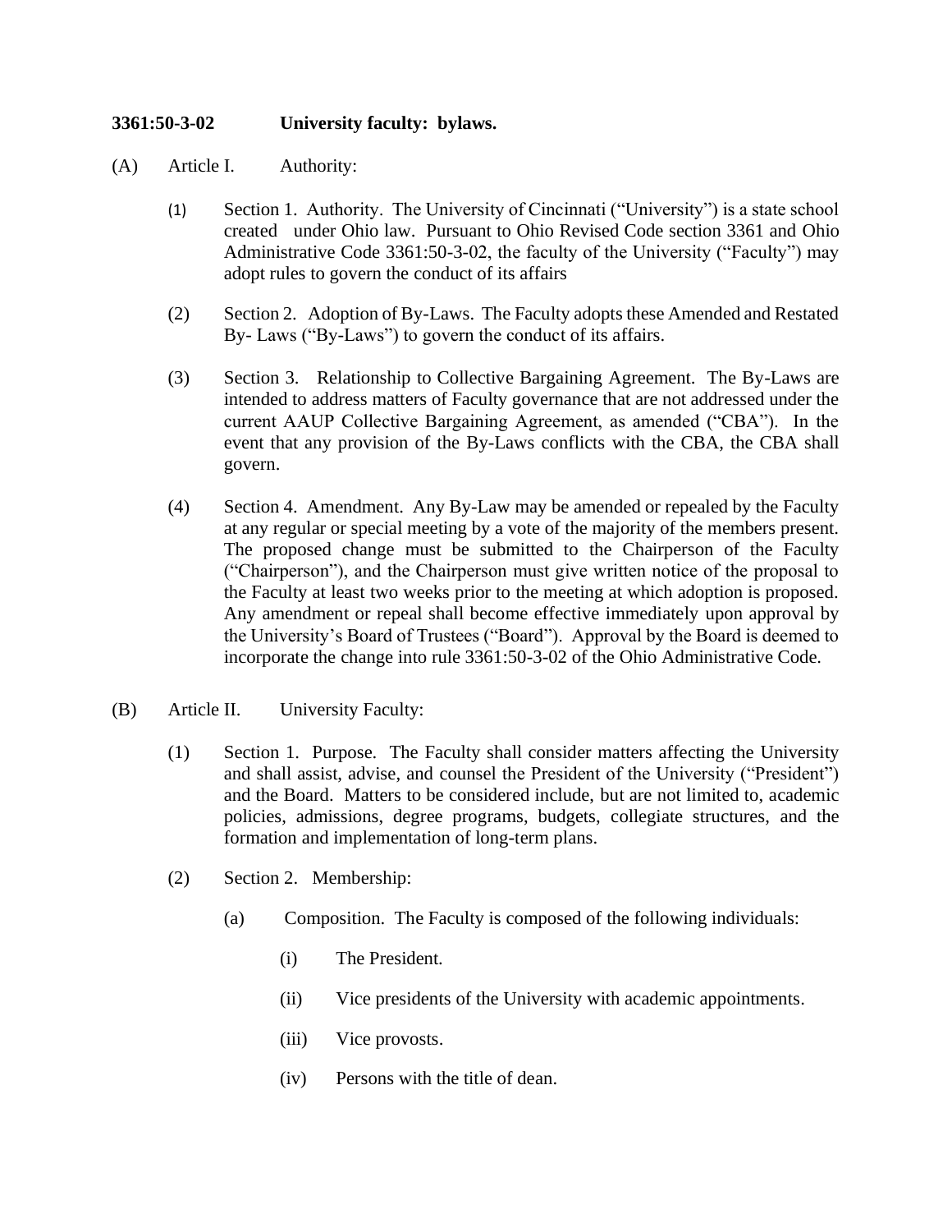**3361:50-3-02 University faculty: bylaws.**

(A) Article I. Authority:

(1) Section 1. Authority. The University of Cincinnati ("University") is a state school created under Ohio law. Pursuant to Ohio Revised Code section 3361 and Ohio Administrative Code 3361:50-3-02, the faculty of the University ("Faculty") may adopt rules to govern the conduct of its affairs

(2) Section 2. Adoption of By-Laws. The Faculty adopts these Amended and Restated By- Laws ("By-Laws") to govern the conduct of its affairs.

(3) Section 3. Relationship to Collective Bargaining Agreement. The By-Laws are intended to address matters of Faculty governance that are not addressed under the current AAUP Collective Bargaining Agreement, as amended ("CBA"). In the event that any provision of the By-Laws conflicts with the CBA, the CBA shall govern.

(4) Section 4. Amendment. Any By-Law may be amended or repealed by the Faculty at any regular or special meeting by a vote of the majority of the members present. The proposed change must be submitted to the Chairperson of the Faculty ("Chairperson"), and the Chairperson must give written notice of the proposal to the Faculty at least two weeks prior to the meeting at which adoption is proposed. Any amendment or repeal shall become effective immediately upon approval by the University's Board of Trustees ("Board"). Approval by the Board is deemed to incorporate the change into rule 3361:50-3-02 of the Ohio Administrative Code.

(B) Article II. University Faculty:

(1) Section 1. Purpose. The Faculty shall consider matters affecting the University and shall assist, advise, and counsel the President of the University ("President") and the Board. Matters to be considered include, but are not limited to, academic policies, admissions, degree programs, budgets, collegiate structures, and the formation and implementation of long-term plans.

(2) Section 2. Membership:

(a) Composition. The Faculty is composed of the following individuals:

(i) The President.

(ii) Vice presidents of the University with academic appointments.

(iii) Vice provosts.

(iv) Persons with the title of dean.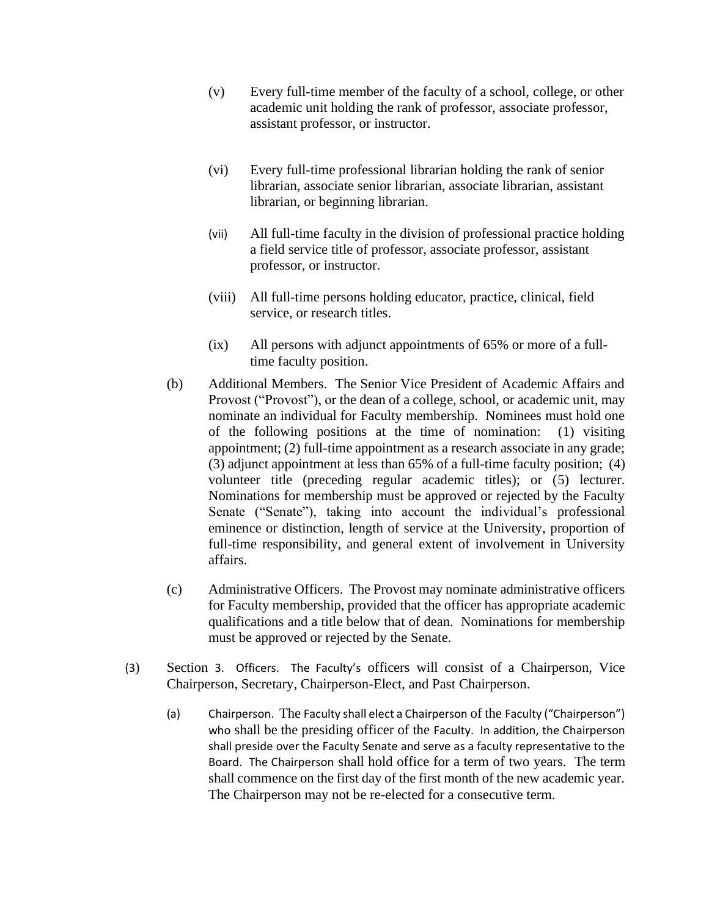(v) Every full-time member of the faculty of a school, college, or other academic unit holding the rank of professor, associate professor, assistant professor, or instructor.

(vi) Every full-time professional librarian holding the rank of senior librarian, associate senior librarian, associate librarian, assistant librarian, or beginning librarian.

(vii) All full-time faculty in the division of professional practice holding a field service title of professor, associate professor, assistant professor, or instructor.

(viii) All full-time persons holding educator, practice, clinical, field service, or research titles.

(ix) All persons with adjunct appointments of 65% or more of a full-time faculty position.

(b) Additional Members. The Senior Vice President of Academic Affairs and Provost ("Provost"), or the dean of a college, school, or academic unit, may nominate an individual for Faculty membership. Nominees must hold one of the following positions at the time of nomination: (1) visiting appointment; (2) full-time appointment as a research associate in any grade; (3) adjunct appointment at less than 65% of a full-time faculty position; (4) volunteer title (preceding regular academic titles); or (5) lecturer. Nominations for membership must be approved or rejected by the Faculty Senate ("Senate"), taking into account the individual's professional eminence or distinction, length of service at the University, proportion of full-time responsibility, and general extent of involvement in University affairs.

(c) Administrative Officers. The Provost may nominate administrative officers for Faculty membership, provided that the officer has appropriate academic qualifications and a title below that of dean. Nominations for membership must be approved or rejected by the Senate.

(3) Section 3. Officers. The Faculty's officers will consist of a Chairperson, Vice Chairperson, Secretary, Chairperson-Elect, and Past Chairperson.

(a) Chairperson. The Faculty shall elect a Chairperson of the Faculty ("Chairperson") who shall be the presiding officer of the Faculty. In addition, the Chairperson shall preside over the Faculty Senate and serve as a faculty representative to the Board. The Chairperson shall hold office for a term of two years. The term shall commence on the first day of the first month of the new academic year. The Chairperson may not be re-elected for a consecutive term.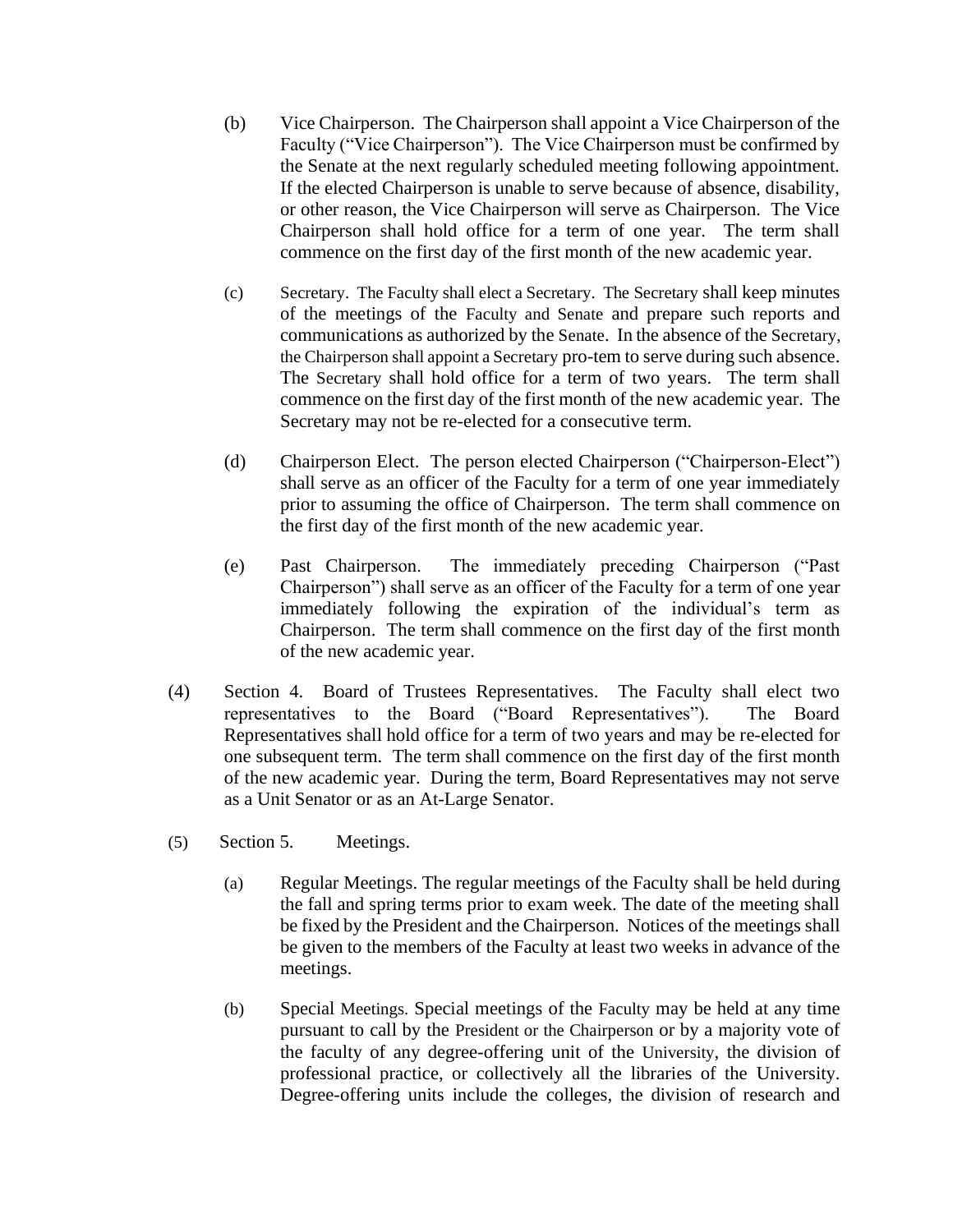(b) Vice Chairperson. The Chairperson shall appoint a Vice Chairperson of the Faculty ("Vice Chairperson"). The Vice Chairperson must be confirmed by the Senate at the next regularly scheduled meeting following appointment. If the elected Chairperson is unable to serve because of absence, disability, or other reason, the Vice Chairperson will serve as Chairperson. The Vice Chairperson shall hold office for a term of one year. The term shall commence on the first day of the first month of the new academic year.

(c) Secretary. The Faculty shall elect a Secretary. The Secretary shall keep minutes of the meetings of the Faculty and Senate and prepare such reports and communications as authorized by the Senate. In the absence of the Secretary, the Chairperson shall appoint a Secretary pro-tem to serve during such absence. The Secretary shall hold office for a term of two years. The term shall commence on the first day of the first month of the new academic year. The Secretary may not be re-elected for a consecutive term.

(d) Chairperson Elect. The person elected Chairperson ("Chairperson-Elect") shall serve as an officer of the Faculty for a term of one year immediately prior to assuming the office of Chairperson. The term shall commence on the first day of the first month of the new academic year.

(e) Past Chairperson. The immediately preceding Chairperson ("Past Chairperson") shall serve as an officer of the Faculty for a term of one year immediately following the expiration of the individual's term as Chairperson. The term shall commence on the first day of the first month of the new academic year.

(4) Section 4. Board of Trustees Representatives. The Faculty shall elect two representatives to the Board ("Board Representatives"). The Board Representatives shall hold office for a term of two years and may be re-elected for one subsequent term. The term shall commence on the first day of the first month of the new academic year. During the term, Board Representatives may not serve as a Unit Senator or as an At-Large Senator.

(5) Section 5. Meetings.

(a) Regular Meetings. The regular meetings of the Faculty shall be held during the fall and spring terms prior to exam week. The date of the meeting shall be fixed by the President and the Chairperson. Notices of the meetings shall be given to the members of the Faculty at least two weeks in advance of the meetings.

(b) Special Meetings. Special meetings of the Faculty may be held at any time pursuant to call by the President or the Chairperson or by a majority vote of the faculty of any degree-offering unit of the University, the division of professional practice, or collectively all the libraries of the University. Degree-offering units include the colleges, the division of research and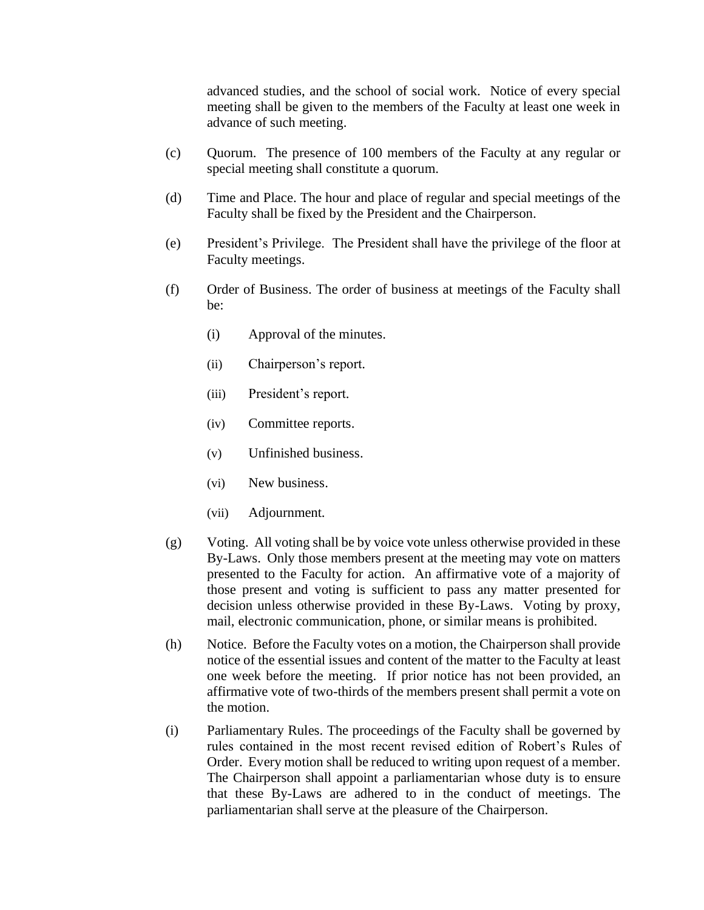advanced studies, and the school of social work. Notice of every special meeting shall be given to the members of the Faculty at least one week in advance of such meeting.

(c) Quorum. The presence of 100 members of the Faculty at any regular or special meeting shall constitute a quorum.

(d) Time and Place. The hour and place of regular and special meetings of the Faculty shall be fixed by the President and the Chairperson.

(e) President's Privilege. The President shall have the privilege of the floor at Faculty meetings.

(f) Order of Business. The order of business at meetings of the Faculty shall be:

(i) Approval of the minutes.

(ii) Chairperson's report.

(iii) President's report.

(iv) Committee reports.

(v) Unfinished business.

(vi) New business.

(vii) Adjournment.

(g) Voting. All voting shall be by voice vote unless otherwise provided in these By-Laws. Only those members present at the meeting may vote on matters presented to the Faculty for action. An affirmative vote of a majority of those present and voting is sufficient to pass any matter presented for decision unless otherwise provided in these By-Laws. Voting by proxy, mail, electronic communication, phone, or similar means is prohibited.

(h) Notice. Before the Faculty votes on a motion, the Chairperson shall provide notice of the essential issues and content of the matter to the Faculty at least one week before the meeting. If prior notice has not been provided, an affirmative vote of two-thirds of the members present shall permit a vote on the motion.

(i) Parliamentary Rules. The proceedings of the Faculty shall be governed by rules contained in the most recent revised edition of Robert's Rules of Order. Every motion shall be reduced to writing upon request of a member. The Chairperson shall appoint a parliamentarian whose duty is to ensure that these By-Laws are adhered to in the conduct of meetings. The parliamentarian shall serve at the pleasure of the Chairperson.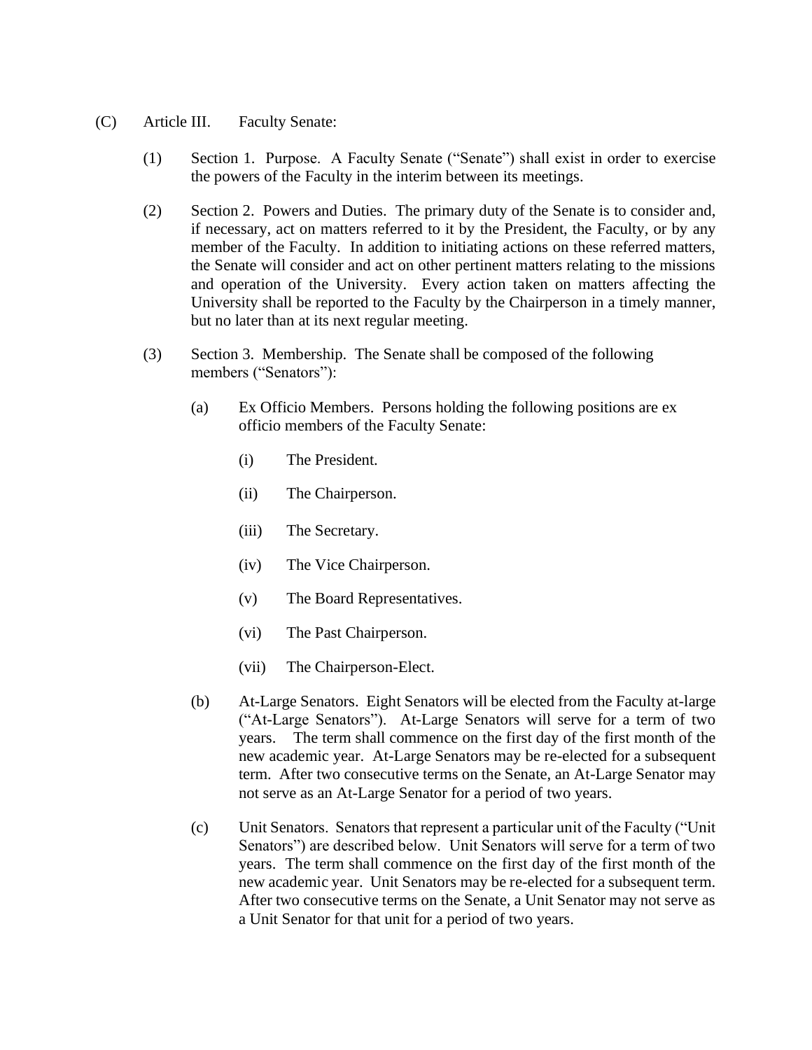(C) Article III. Faculty Senate:

(1) Section 1. Purpose. A Faculty Senate ("Senate") shall exist in order to exercise the powers of the Faculty in the interim between its meetings.

(2) Section 2. Powers and Duties. The primary duty of the Senate is to consider and, if necessary, act on matters referred to it by the President, the Faculty, or by any member of the Faculty. In addition to initiating actions on these referred matters, the Senate will consider and act on other pertinent matters relating to the missions and operation of the University. Every action taken on matters affecting the University shall be reported to the Faculty by the Chairperson in a timely manner, but no later than at its next regular meeting.

(3) Section 3. Membership. The Senate shall be composed of the following members ("Senators"):

(a) Ex Officio Members. Persons holding the following positions are ex officio members of the Faculty Senate:

(i) The President.

(ii) The Chairperson.

(iii) The Secretary.

(iv) The Vice Chairperson.

(v) The Board Representatives.

(vi) The Past Chairperson.

(vii) The Chairperson-Elect.

(b) At-Large Senators. Eight Senators will be elected from the Faculty at-large ("At-Large Senators"). At-Large Senators will serve for a term of two years. The term shall commence on the first day of the first month of the new academic year. At-Large Senators may be re-elected for a subsequent term. After two consecutive terms on the Senate, an At-Large Senator may not serve as an At-Large Senator for a period of two years.

(c) Unit Senators. Senators that represent a particular unit of the Faculty ("Unit Senators") are described below. Unit Senators will serve for a term of two years. The term shall commence on the first day of the first month of the new academic year. Unit Senators may be re-elected for a subsequent term. After two consecutive terms on the Senate, a Unit Senator may not serve as a Unit Senator for that unit for a period of two years.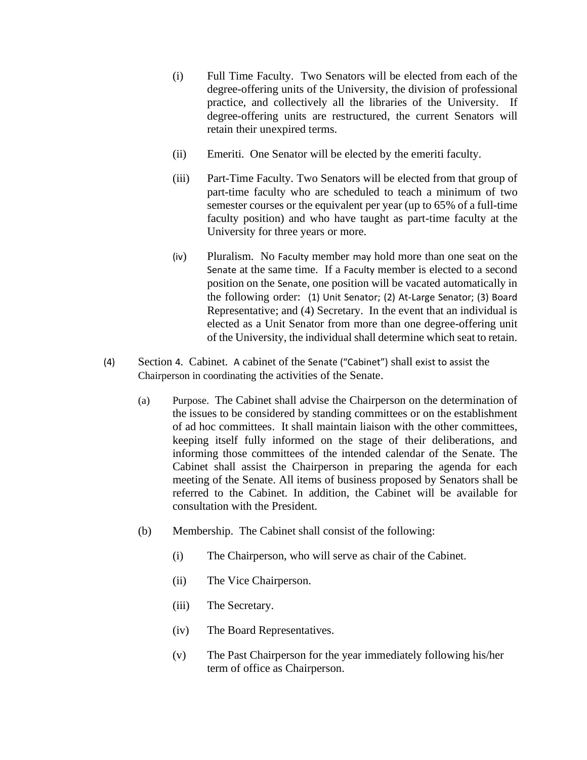(i) Full Time Faculty. Two Senators will be elected from each of the degree-offering units of the University, the division of professional practice, and collectively all the libraries of the University. If degree-offering units are restructured, the current Senators will retain their unexpired terms.

(ii) Emeriti. One Senator will be elected by the emeriti faculty.

(iii) Part-Time Faculty. Two Senators will be elected from that group of part-time faculty who are scheduled to teach a minimum of two semester courses or the equivalent per year (up to 65% of a full-time faculty position) and who have taught as part-time faculty at the University for three years or more.

(iv) Pluralism. No Faculty member may hold more than one seat on the Senate at the same time. If a Faculty member is elected to a second position on the Senate, one position will be vacated automatically in the following order: (1) Unit Senator; (2) At-Large Senator; (3) Board Representative; and (4) Secretary. In the event that an individual is elected as a Unit Senator from more than one degree-offering unit of the University, the individual shall determine which seat to retain.

(4) Section 4. Cabinet. A cabinet of the Senate ("Cabinet") shall exist to assist the Chairperson in coordinating the activities of the Senate.

(a) Purpose. The Cabinet shall advise the Chairperson on the determination of the issues to be considered by standing committees or on the establishment of ad hoc committees. It shall maintain liaison with the other committees, keeping itself fully informed on the stage of their deliberations, and informing those committees of the intended calendar of the Senate. The Cabinet shall assist the Chairperson in preparing the agenda for each meeting of the Senate. All items of business proposed by Senators shall be referred to the Cabinet. In addition, the Cabinet will be available for consultation with the President.

(b) Membership. The Cabinet shall consist of the following:

(i) The Chairperson, who will serve as chair of the Cabinet.

(ii) The Vice Chairperson.

(iii) The Secretary.

(iv) The Board Representatives.

(v) The Past Chairperson for the year immediately following his/her term of office as Chairperson.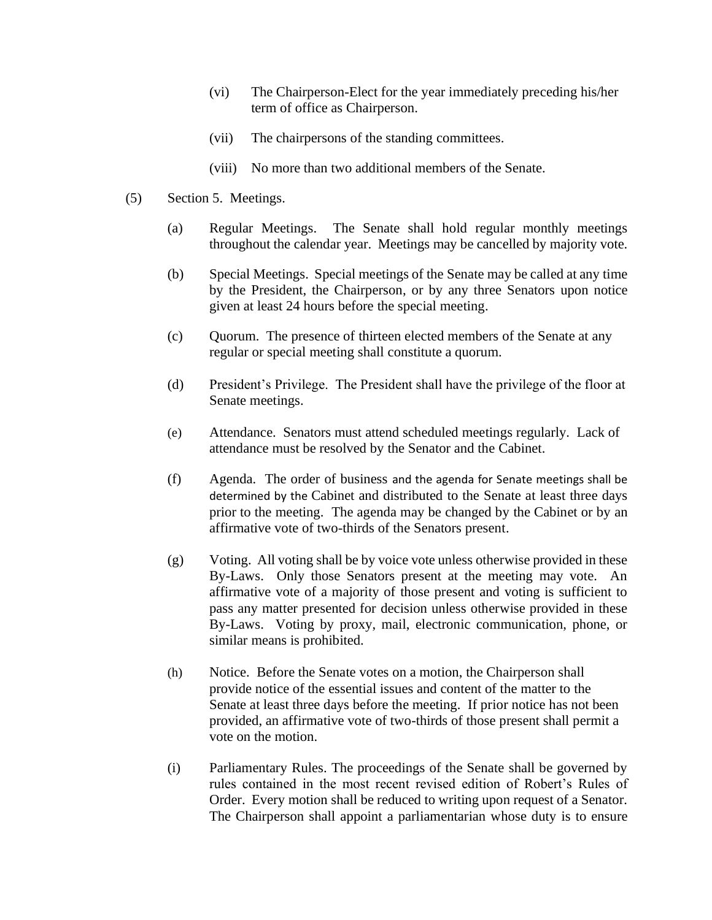(vi) The Chairperson-Elect for the year immediately preceding his/her term of office as Chairperson.

(vii) The chairpersons of the standing committees.

(viii) No more than two additional members of the Senate.

(5) Section 5. Meetings.

(a) Regular Meetings. The Senate shall hold regular monthly meetings throughout the calendar year. Meetings may be cancelled by majority vote.

(b) Special Meetings. Special meetings of the Senate may be called at any time by the President, the Chairperson, or by any three Senators upon notice given at least 24 hours before the special meeting.

(c) Quorum. The presence of thirteen elected members of the Senate at any regular or special meeting shall constitute a quorum.

(d) President's Privilege. The President shall have the privilege of the floor at Senate meetings.

(e) Attendance. Senators must attend scheduled meetings regularly. Lack of attendance must be resolved by the Senator and the Cabinet.

(f) Agenda. The order of business and the agenda for Senate meetings shall be determined by the Cabinet and distributed to the Senate at least three days prior to the meeting. The agenda may be changed by the Cabinet or by an affirmative vote of two-thirds of the Senators present.

(g) Voting. All voting shall be by voice vote unless otherwise provided in these By-Laws. Only those Senators present at the meeting may vote. An affirmative vote of a majority of those present and voting is sufficient to pass any matter presented for decision unless otherwise provided in these By-Laws. Voting by proxy, mail, electronic communication, phone, or similar means is prohibited.

(h) Notice. Before the Senate votes on a motion, the Chairperson shall provide notice of the essential issues and content of the matter to the Senate at least three days before the meeting. If prior notice has not been provided, an affirmative vote of two-thirds of those present shall permit a vote on the motion.

(i) Parliamentary Rules. The proceedings of the Senate shall be governed by rules contained in the most recent revised edition of Robert's Rules of Order. Every motion shall be reduced to writing upon request of a Senator. The Chairperson shall appoint a parliamentarian whose duty is to ensure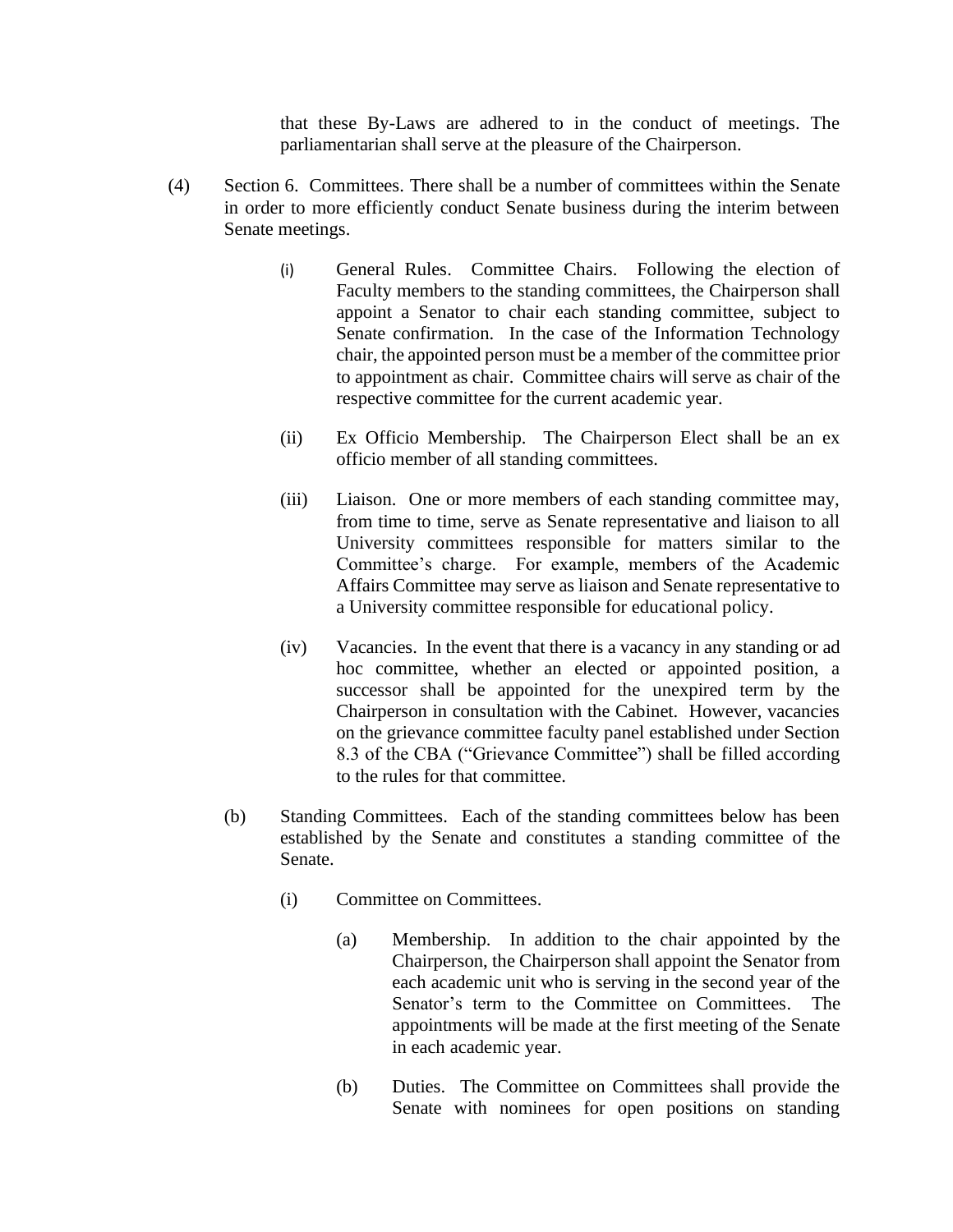that these By-Laws are adhered to in the conduct of meetings. The parliamentarian shall serve at the pleasure of the Chairperson.

(4) Section 6. Committees. There shall be a number of committees within the Senate in order to more efficiently conduct Senate business during the interim between Senate meetings.

(i) General Rules. Committee Chairs. Following the election of Faculty members to the standing committees, the Chairperson shall appoint a Senator to chair each standing committee, subject to Senate confirmation. In the case of the Information Technology chair, the appointed person must be a member of the committee prior to appointment as chair. Committee chairs will serve as chair of the respective committee for the current academic year.

(ii) Ex Officio Membership. The Chairperson Elect shall be an ex officio member of all standing committees.

(iii) Liaison. One or more members of each standing committee may, from time to time, serve as Senate representative and liaison to all University committees responsible for matters similar to the Committee's charge. For example, members of the Academic Affairs Committee may serve as liaison and Senate representative to a University committee responsible for educational policy.

(iv) Vacancies. In the event that there is a vacancy in any standing or ad hoc committee, whether an elected or appointed position, a successor shall be appointed for the unexpired term by the Chairperson in consultation with the Cabinet. However, vacancies on the grievance committee faculty panel established under Section 8.3 of the CBA ("Grievance Committee") shall be filled according to the rules for that committee.

(b) Standing Committees. Each of the standing committees below has been established by the Senate and constitutes a standing committee of the Senate.

(i) Committee on Committees.

(a) Membership. In addition to the chair appointed by the Chairperson, the Chairperson shall appoint the Senator from each academic unit who is serving in the second year of the Senator's term to the Committee on Committees. The appointments will be made at the first meeting of the Senate in each academic year.

(b) Duties. The Committee on Committees shall provide the Senate with nominees for open positions on standing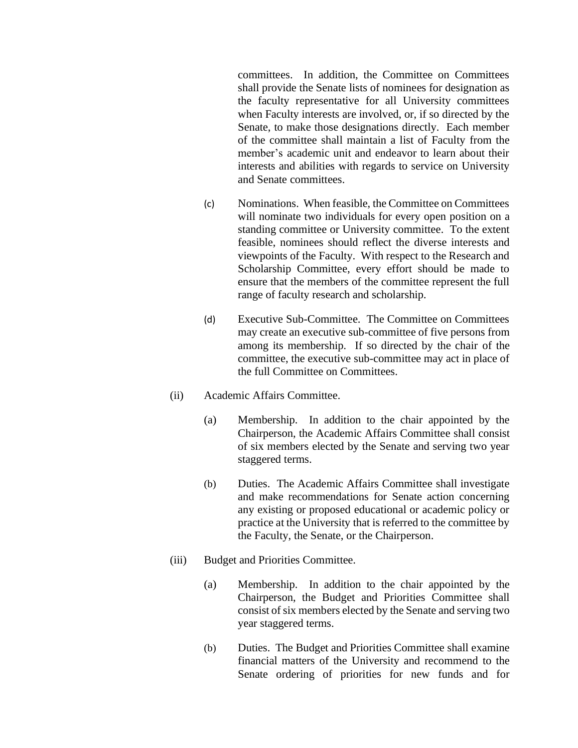committees. In addition, the Committee on Committees shall provide the Senate lists of nominees for designation as the faculty representative for all University committees when Faculty interests are involved, or, if so directed by the Senate, to make those designations directly. Each member of the committee shall maintain a list of Faculty from the member's academic unit and endeavor to learn about their interests and abilities with regards to service on University and Senate committees.

(c) Nominations. When feasible, the Committee on Committees will nominate two individuals for every open position on a standing committee or University committee. To the extent feasible, nominees should reflect the diverse interests and viewpoints of the Faculty. With respect to the Research and Scholarship Committee, every effort should be made to ensure that the members of the committee represent the full range of faculty research and scholarship.

(d) Executive Sub-Committee. The Committee on Committees may create an executive sub-committee of five persons from among its membership. If so directed by the chair of the committee, the executive sub-committee may act in place of the full Committee on Committees.

(ii) Academic Affairs Committee.

(a) Membership. In addition to the chair appointed by the Chairperson, the Academic Affairs Committee shall consist of six members elected by the Senate and serving two year staggered terms.

(b) Duties. The Academic Affairs Committee shall investigate and make recommendations for Senate action concerning any existing or proposed educational or academic policy or practice at the University that is referred to the committee by the Faculty, the Senate, or the Chairperson.

(iii) Budget and Priorities Committee.

(a) Membership. In addition to the chair appointed by the Chairperson, the Budget and Priorities Committee shall consist of six members elected by the Senate and serving two year staggered terms.

(b) Duties. The Budget and Priorities Committee shall examine financial matters of the University and recommend to the Senate ordering of priorities for new funds and for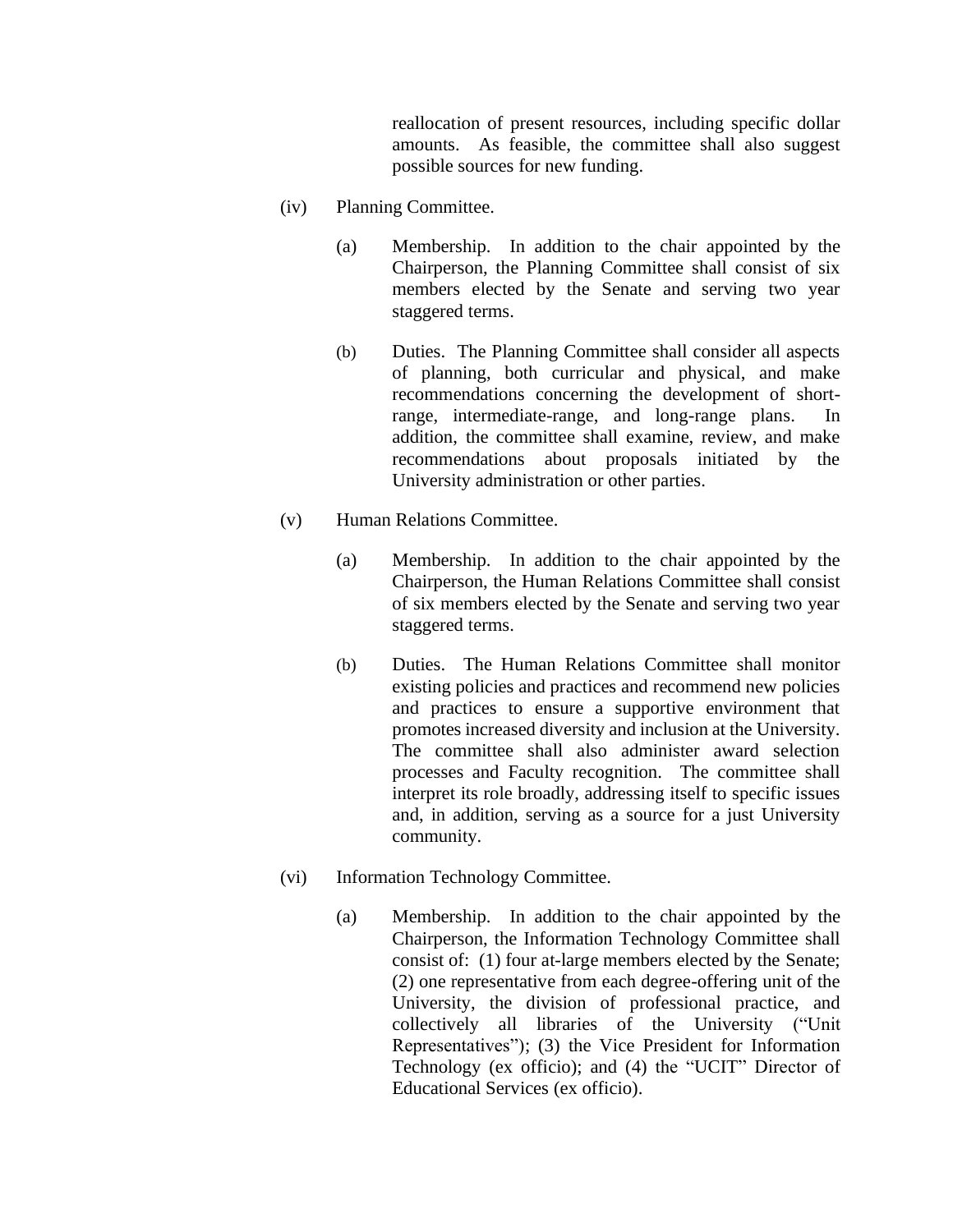reallocation of present resources, including specific dollar amounts. As feasible, the committee shall also suggest possible sources for new funding.

(iv) Planning Committee.

(a) Membership. In addition to the chair appointed by the Chairperson, the Planning Committee shall consist of six members elected by the Senate and serving two year staggered terms.

(b) Duties. The Planning Committee shall consider all aspects of planning, both curricular and physical, and make recommendations concerning the development of short-range, intermediate-range, and long-range plans. In addition, the committee shall examine, review, and make recommendations about proposals initiated by the University administration or other parties.

(v) Human Relations Committee.

(a) Membership. In addition to the chair appointed by the Chairperson, the Human Relations Committee shall consist of six members elected by the Senate and serving two year staggered terms.

(b) Duties. The Human Relations Committee shall monitor existing policies and practices and recommend new policies and practices to ensure a supportive environment that promotes increased diversity and inclusion at the University. The committee shall also administer award selection processes and Faculty recognition. The committee shall interpret its role broadly, addressing itself to specific issues and, in addition, serving as a source for a just University community.

(vi) Information Technology Committee.

(a) Membership. In addition to the chair appointed by the Chairperson, the Information Technology Committee shall consist of: (1) four at-large members elected by the Senate; (2) one representative from each degree-offering unit of the University, the division of professional practice, and collectively all libraries of the University ("Unit Representatives"); (3) the Vice President for Information Technology (ex officio); and (4) the "UCIT" Director of Educational Services (ex officio).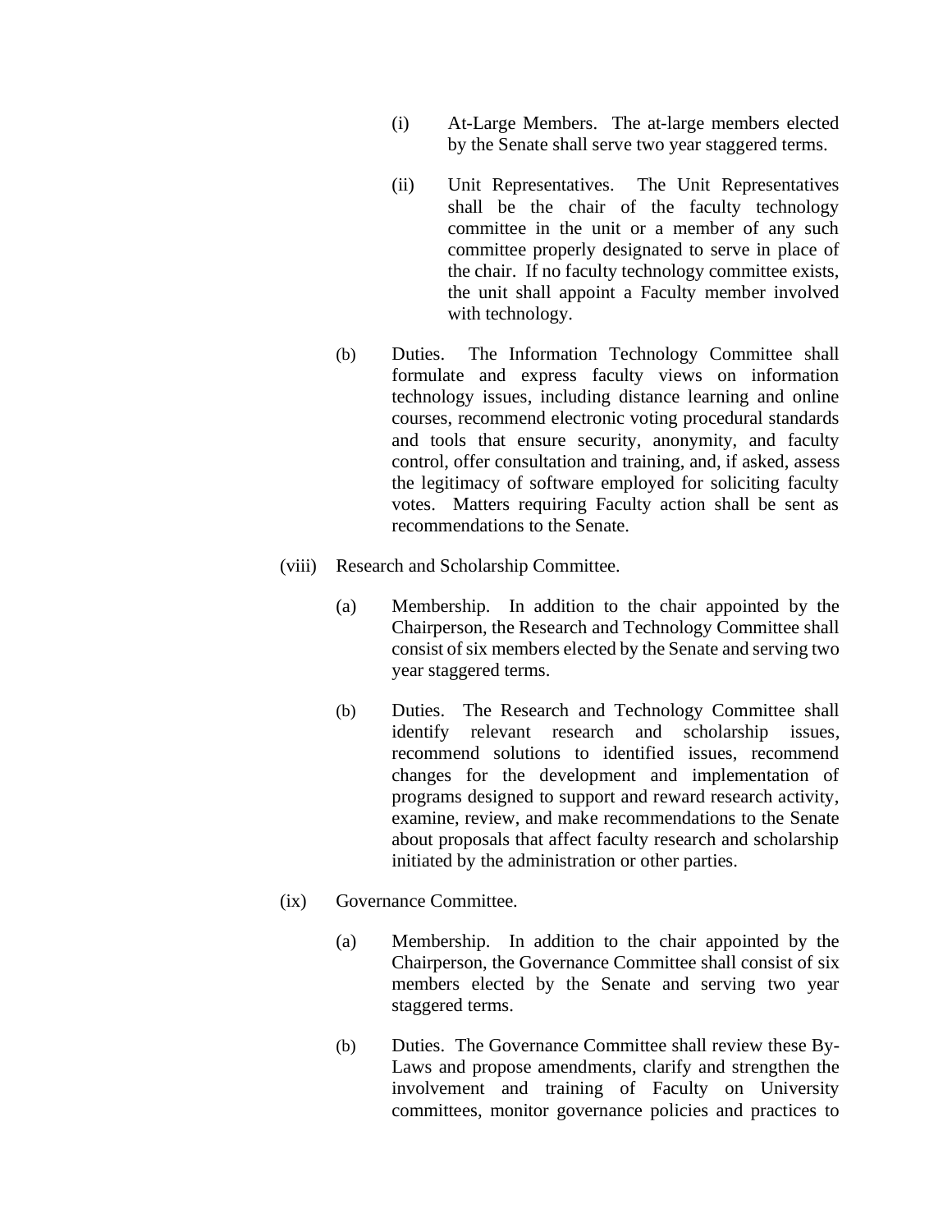(i) At-Large Members. The at-large members elected by the Senate shall serve two year staggered terms.

(ii) Unit Representatives. The Unit Representatives shall be the chair of the faculty technology committee in the unit or a member of any such committee properly designated to serve in place of the chair. If no faculty technology committee exists, the unit shall appoint a Faculty member involved with technology.

(b) Duties. The Information Technology Committee shall formulate and express faculty views on information technology issues, including distance learning and online courses, recommend electronic voting procedural standards and tools that ensure security, anonymity, and faculty control, offer consultation and training, and, if asked, assess the legitimacy of software employed for soliciting faculty votes. Matters requiring Faculty action shall be sent as recommendations to the Senate.

(viii) Research and Scholarship Committee.

(a) Membership. In addition to the chair appointed by the Chairperson, the Research and Technology Committee shall consist of six members elected by the Senate and serving two year staggered terms.

(b) Duties. The Research and Technology Committee shall identify relevant research and scholarship issues, recommend solutions to identified issues, recommend changes for the development and implementation of programs designed to support and reward research activity, examine, review, and make recommendations to the Senate about proposals that affect faculty research and scholarship initiated by the administration or other parties.

(ix) Governance Committee.

(a) Membership. In addition to the chair appointed by the Chairperson, the Governance Committee shall consist of six members elected by the Senate and serving two year staggered terms.

(b) Duties. The Governance Committee shall review these By-Laws and propose amendments, clarify and strengthen the involvement and training of Faculty on University committees, monitor governance policies and practices to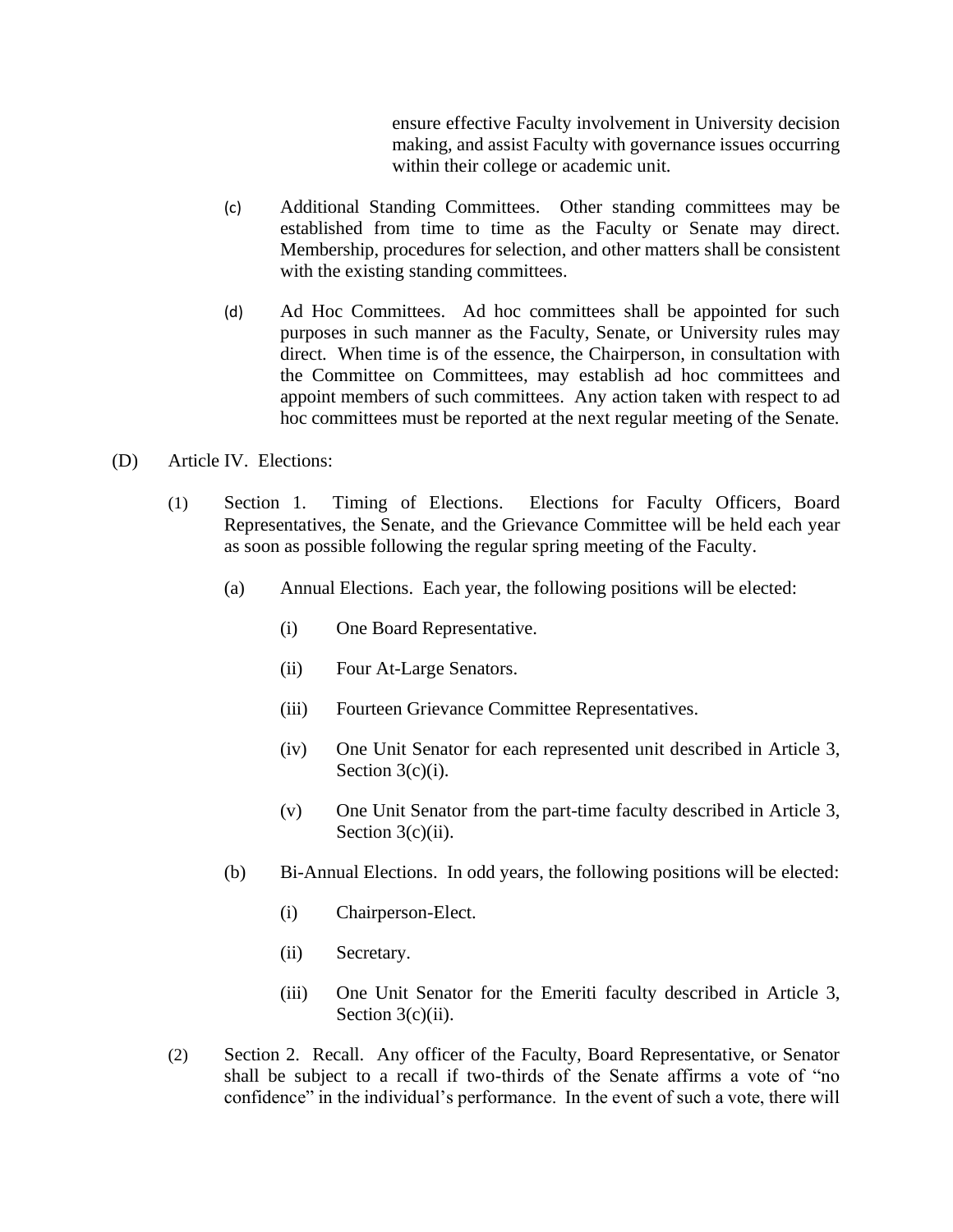ensure effective Faculty involvement in University decision making, and assist Faculty with governance issues occurring within their college or academic unit.

(c) Additional Standing Committees. Other standing committees may be established from time to time as the Faculty or Senate may direct. Membership, procedures for selection, and other matters shall be consistent with the existing standing committees.

(d) Ad Hoc Committees. Ad hoc committees shall be appointed for such purposes in such manner as the Faculty, Senate, or University rules may direct. When time is of the essence, the Chairperson, in consultation with the Committee on Committees, may establish ad hoc committees and appoint members of such committees. Any action taken with respect to ad hoc committees must be reported at the next regular meeting of the Senate.

(D) Article IV. Elections:

(1) Section 1. Timing of Elections. Elections for Faculty Officers, Board Representatives, the Senate, and the Grievance Committee will be held each year as soon as possible following the regular spring meeting of the Faculty.

(a) Annual Elections. Each year, the following positions will be elected:

(i) One Board Representative.

(ii) Four At-Large Senators.

(iii) Fourteen Grievance Committee Representatives.

(iv) One Unit Senator for each represented unit described in Article 3, Section 3(c)(i).

(v) One Unit Senator from the part-time faculty described in Article 3, Section 3(c)(ii).

(b) Bi-Annual Elections. In odd years, the following positions will be elected:

(i) Chairperson-Elect.

(ii) Secretary.

(iii) One Unit Senator for the Emeriti faculty described in Article 3, Section 3(c)(ii).

(2) Section 2. Recall. Any officer of the Faculty, Board Representative, or Senator shall be subject to a recall if two-thirds of the Senate affirms a vote of "no confidence" in the individual's performance. In the event of such a vote, there will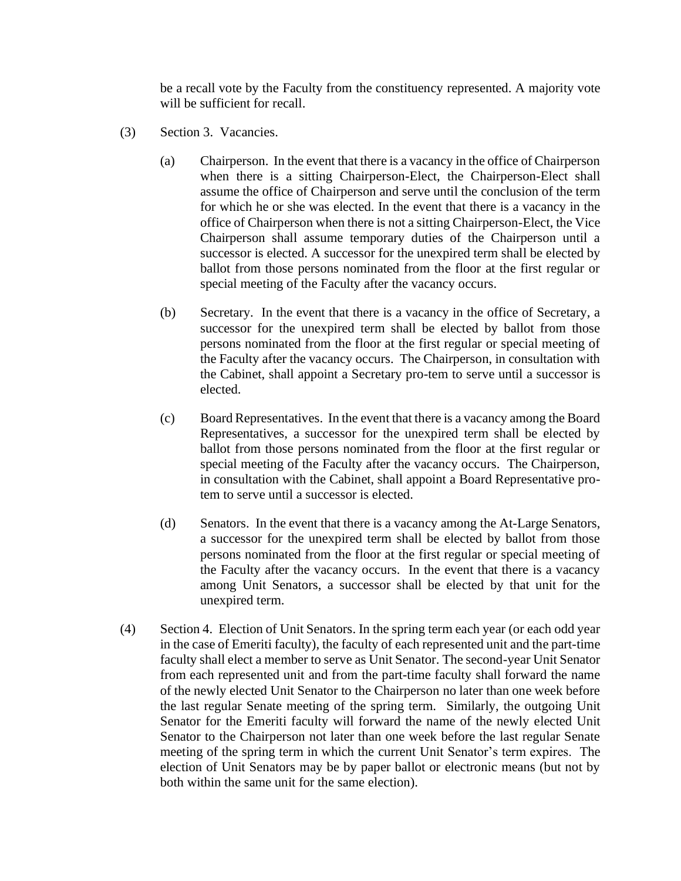be a recall vote by the Faculty from the constituency represented. A majority vote will be sufficient for recall.

(3) Section 3. Vacancies.

(a) Chairperson. In the event that there is a vacancy in the office of Chairperson when there is a sitting Chairperson-Elect, the Chairperson-Elect shall assume the office of Chairperson and serve until the conclusion of the term for which he or she was elected. In the event that there is a vacancy in the office of Chairperson when there is not a sitting Chairperson-Elect, the Vice Chairperson shall assume temporary duties of the Chairperson until a successor is elected. A successor for the unexpired term shall be elected by ballot from those persons nominated from the floor at the first regular or special meeting of the Faculty after the vacancy occurs.

(b) Secretary. In the event that there is a vacancy in the office of Secretary, a successor for the unexpired term shall be elected by ballot from those persons nominated from the floor at the first regular or special meeting of the Faculty after the vacancy occurs. The Chairperson, in consultation with the Cabinet, shall appoint a Secretary pro-tem to serve until a successor is elected.

(c) Board Representatives. In the event that there is a vacancy among the Board Representatives, a successor for the unexpired term shall be elected by ballot from those persons nominated from the floor at the first regular or special meeting of the Faculty after the vacancy occurs. The Chairperson, in consultation with the Cabinet, shall appoint a Board Representative pro-tem to serve until a successor is elected.

(d) Senators. In the event that there is a vacancy among the At-Large Senators, a successor for the unexpired term shall be elected by ballot from those persons nominated from the floor at the first regular or special meeting of the Faculty after the vacancy occurs. In the event that there is a vacancy among Unit Senators, a successor shall be elected by that unit for the unexpired term.

(4) Section 4. Election of Unit Senators. In the spring term each year (or each odd year in the case of Emeriti faculty), the faculty of each represented unit and the part-time faculty shall elect a member to serve as Unit Senator. The second-year Unit Senator from each represented unit and from the part-time faculty shall forward the name of the newly elected Unit Senator to the Chairperson no later than one week before the last regular Senate meeting of the spring term. Similarly, the outgoing Unit Senator for the Emeriti faculty will forward the name of the newly elected Unit Senator to the Chairperson not later than one week before the last regular Senate meeting of the spring term in which the current Unit Senator's term expires. The election of Unit Senators may be by paper ballot or electronic means (but not by both within the same unit for the same election).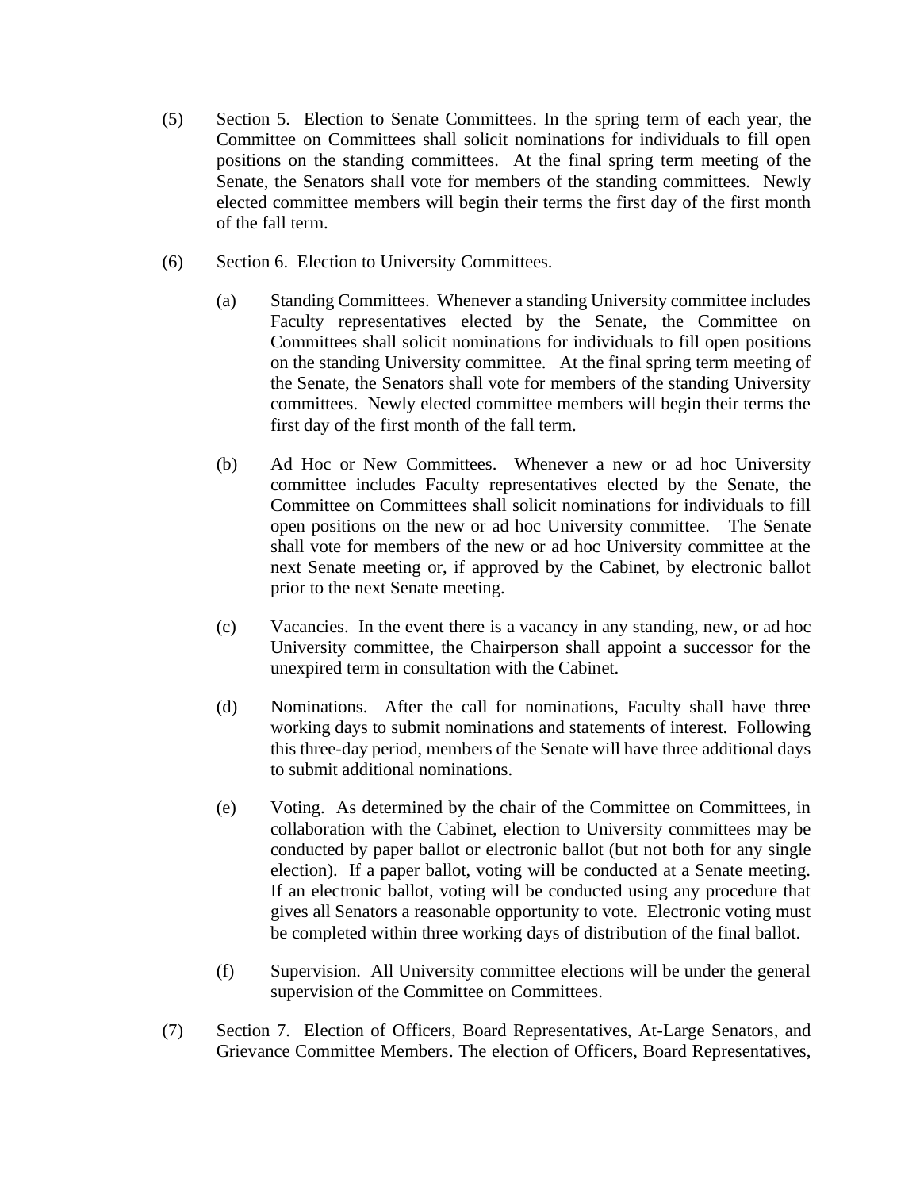(5) Section 5. Election to Senate Committees. In the spring term of each year, the Committee on Committees shall solicit nominations for individuals to fill open positions on the standing committees. At the final spring term meeting of the Senate, the Senators shall vote for members of the standing committees. Newly elected committee members will begin their terms the first day of the first month of the fall term.

(6) Section 6. Election to University Committees.

> (a) Standing Committees. Whenever a standing University committee includes Faculty representatives elected by the Senate, the Committee on Committees shall solicit nominations for individuals to fill open positions on the standing University committee. At the final spring term meeting of the Senate, the Senators shall vote for members of the standing University committees. Newly elected committee members will begin their terms the first day of the first month of the fall term.
>
> (b) Ad Hoc or New Committees. Whenever a new or ad hoc University committee includes Faculty representatives elected by the Senate, the Committee on Committees shall solicit nominations for individuals to fill open positions on the new or ad hoc University committee. The Senate shall vote for members of the new or ad hoc University committee at the next Senate meeting or, if approved by the Cabinet, by electronic ballot prior to the next Senate meeting.
>
> (c) Vacancies. In the event there is a vacancy in any standing, new, or ad hoc University committee, the Chairperson shall appoint a successor for the unexpired term in consultation with the Cabinet.
>
> (d) Nominations. After the call for nominations, Faculty shall have three working days to submit nominations and statements of interest. Following this three-day period, members of the Senate will have three additional days to submit additional nominations.
>
> (e) Voting. As determined by the chair of the Committee on Committees, in collaboration with the Cabinet, election to University committees may be conducted by paper ballot or electronic ballot (but not both for any single election). If a paper ballot, voting will be conducted at a Senate meeting. If an electronic ballot, voting will be conducted using any procedure that gives all Senators a reasonable opportunity to vote. Electronic voting must be completed within three working days of distribution of the final ballot.
>
> (f) Supervision. All University committee elections will be under the general supervision of the Committee on Committees.

(7) Section 7. Election of Officers, Board Representatives, At-Large Senators, and Grievance Committee Members. The election of Officers, Board Representatives,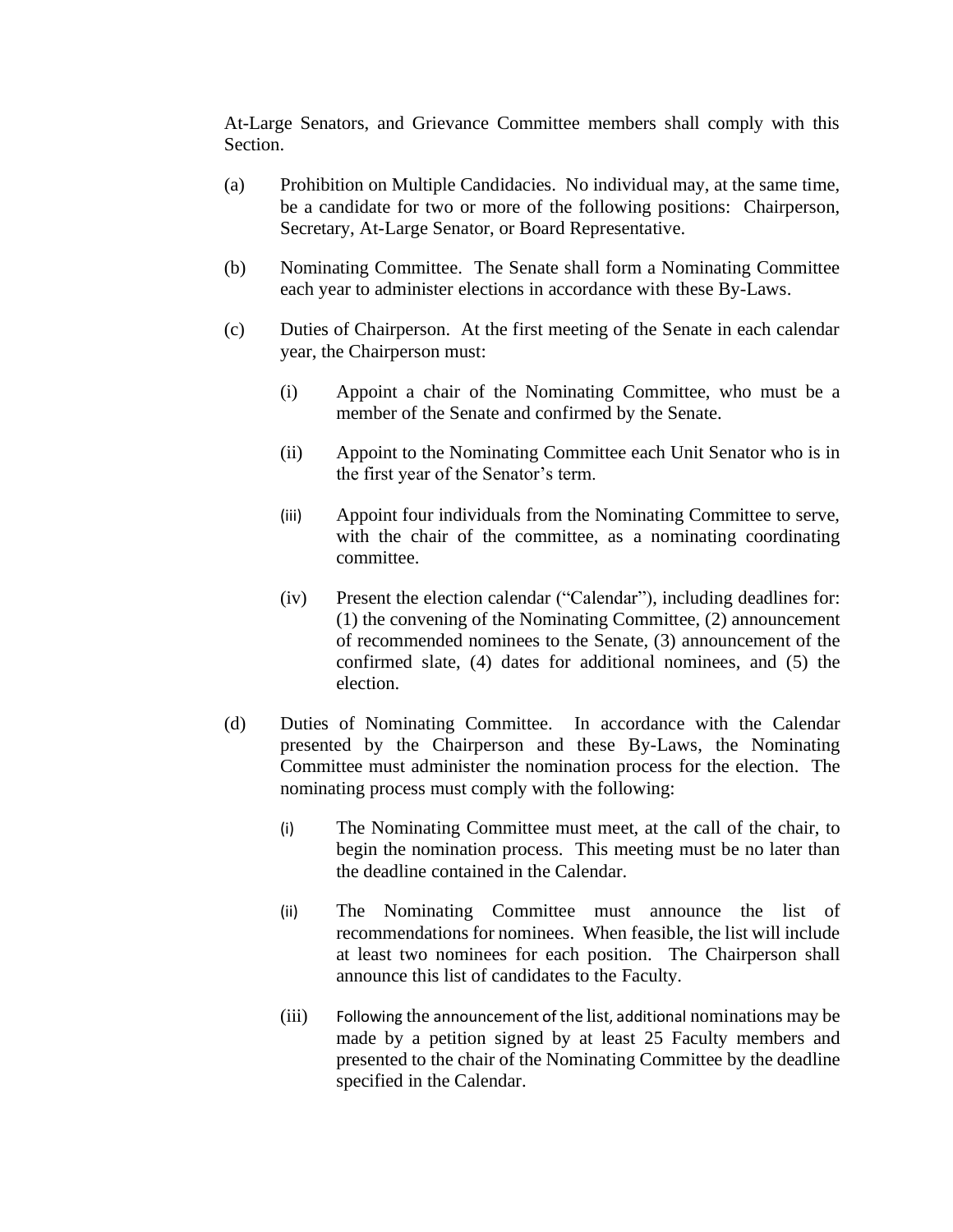At-Large Senators, and Grievance Committee members shall comply with this Section.

(a) Prohibition on Multiple Candidacies. No individual may, at the same time, be a candidate for two or more of the following positions: Chairperson, Secretary, At-Large Senator, or Board Representative.

(b) Nominating Committee. The Senate shall form a Nominating Committee each year to administer elections in accordance with these By-Laws.

(c) Duties of Chairperson. At the first meeting of the Senate in each calendar year, the Chairperson must:

  (i) Appoint a chair of the Nominating Committee, who must be a member of the Senate and confirmed by the Senate.

  (ii) Appoint to the Nominating Committee each Unit Senator who is in the first year of the Senator's term.

  (iii) Appoint four individuals from the Nominating Committee to serve, with the chair of the committee, as a nominating coordinating committee.

  (iv) Present the election calendar ("Calendar"), including deadlines for: (1) the convening of the Nominating Committee, (2) announcement of recommended nominees to the Senate, (3) announcement of the confirmed slate, (4) dates for additional nominees, and (5) the election.

(d) Duties of Nominating Committee. In accordance with the Calendar presented by the Chairperson and these By-Laws, the Nominating Committee must administer the nomination process for the election. The nominating process must comply with the following:

  (i) The Nominating Committee must meet, at the call of the chair, to begin the nomination process. This meeting must be no later than the deadline contained in the Calendar.

  (ii) The Nominating Committee must announce the list of recommendations for nominees. When feasible, the list will include at least two nominees for each position. The Chairperson shall announce this list of candidates to the Faculty.

  (iii) Following the announcement of the list, additional nominations may be made by a petition signed by at least 25 Faculty members and presented to the chair of the Nominating Committee by the deadline specified in the Calendar.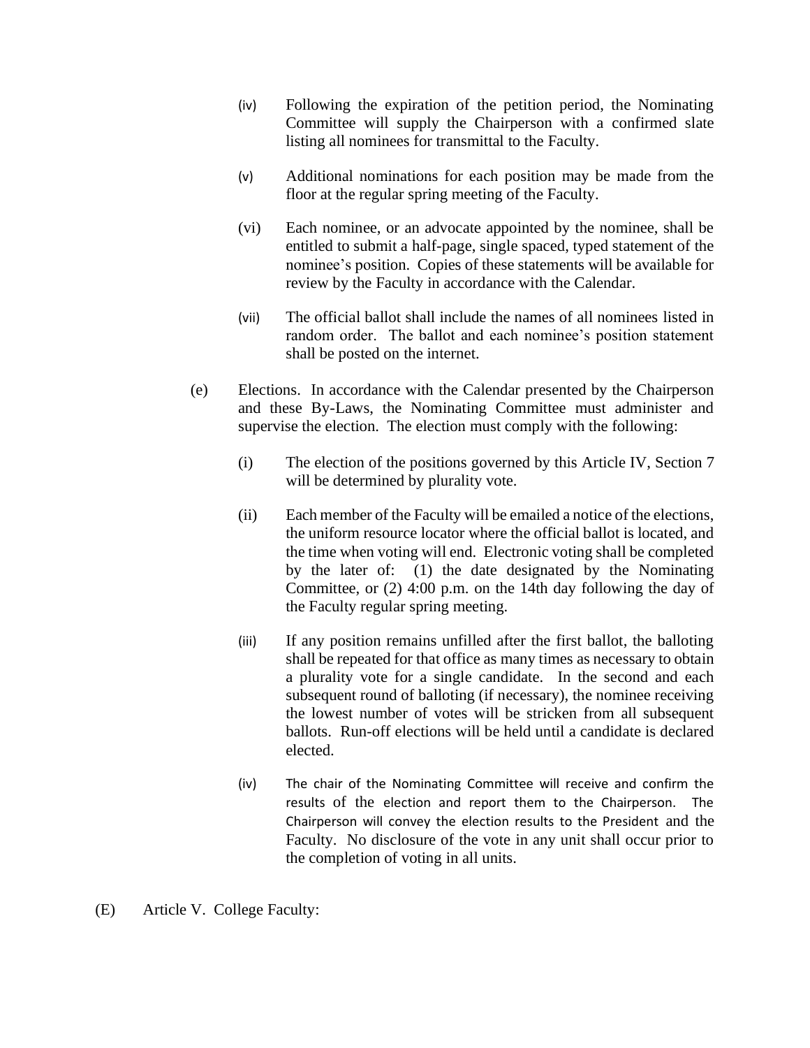(iv) Following the expiration of the petition period, the Nominating Committee will supply the Chairperson with a confirmed slate listing all nominees for transmittal to the Faculty.

(v) Additional nominations for each position may be made from the floor at the regular spring meeting of the Faculty.

(vi) Each nominee, or an advocate appointed by the nominee, shall be entitled to submit a half-page, single spaced, typed statement of the nominee's position. Copies of these statements will be available for review by the Faculty in accordance with the Calendar.

(vii) The official ballot shall include the names of all nominees listed in random order. The ballot and each nominee's position statement shall be posted on the internet.

(e) Elections. In accordance with the Calendar presented by the Chairperson and these By-Laws, the Nominating Committee must administer and supervise the election. The election must comply with the following:

(i) The election of the positions governed by this Article IV, Section 7 will be determined by plurality vote.

(ii) Each member of the Faculty will be emailed a notice of the elections, the uniform resource locator where the official ballot is located, and the time when voting will end. Electronic voting shall be completed by the later of: (1) the date designated by the Nominating Committee, or (2) 4:00 p.m. on the 14th day following the day of the Faculty regular spring meeting.

(iii) If any position remains unfilled after the first ballot, the balloting shall be repeated for that office as many times as necessary to obtain a plurality vote for a single candidate. In the second and each subsequent round of balloting (if necessary), the nominee receiving the lowest number of votes will be stricken from all subsequent ballots. Run-off elections will be held until a candidate is declared elected.

(iv) The chair of the Nominating Committee will receive and confirm the results of the election and report them to the Chairperson. The Chairperson will convey the election results to the President and the Faculty. No disclosure of the vote in any unit shall occur prior to the completion of voting in all units.

(E) Article V. College Faculty: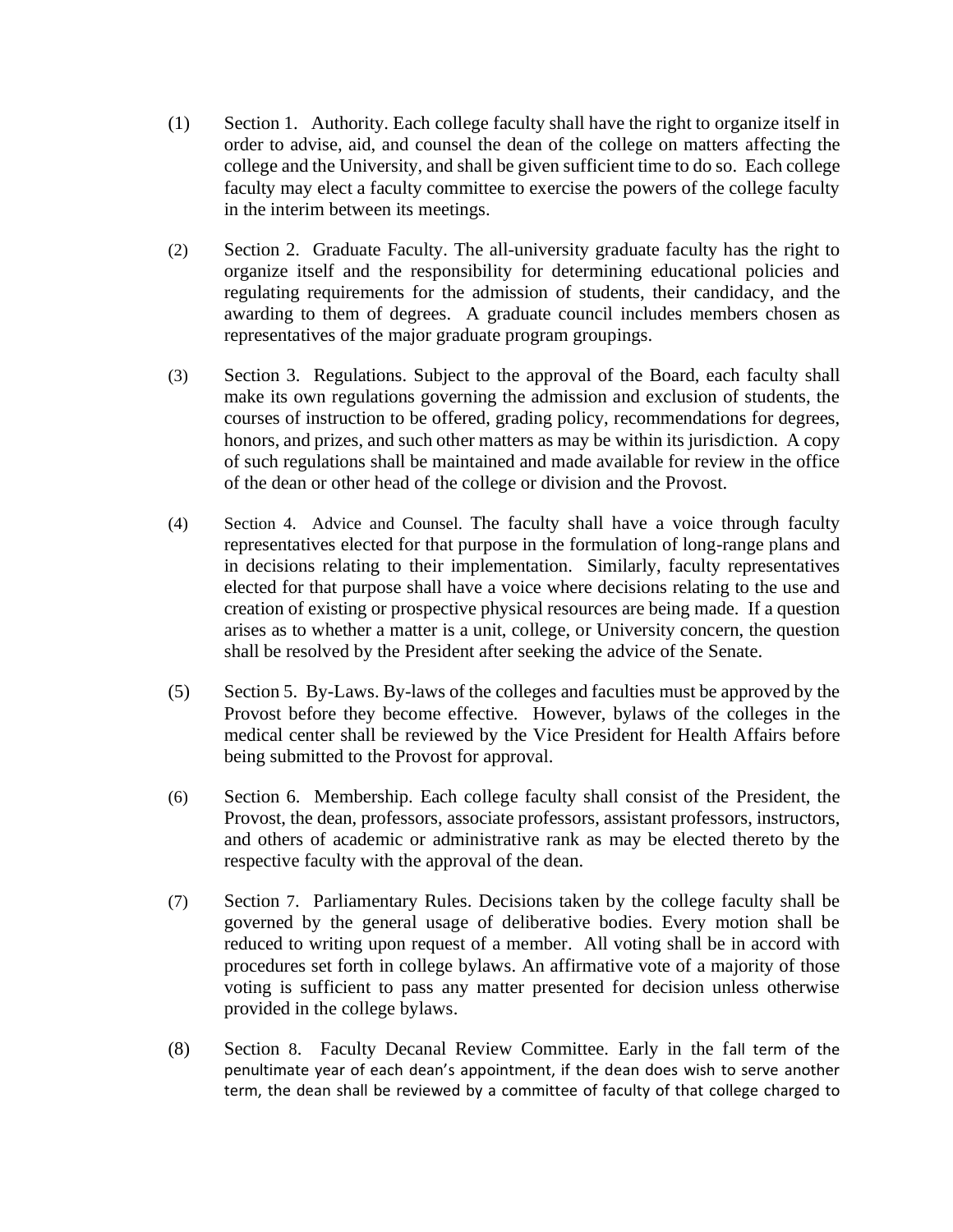(1) Section 1. Authority. Each college faculty shall have the right to organize itself in order to advise, aid, and counsel the dean of the college on matters affecting the college and the University, and shall be given sufficient time to do so. Each college faculty may elect a faculty committee to exercise the powers of the college faculty in the interim between its meetings.

(2) Section 2. Graduate Faculty. The all-university graduate faculty has the right to organize itself and the responsibility for determining educational policies and regulating requirements for the admission of students, their candidacy, and the awarding to them of degrees. A graduate council includes members chosen as representatives of the major graduate program groupings.

(3) Section 3. Regulations. Subject to the approval of the Board, each faculty shall make its own regulations governing the admission and exclusion of students, the courses of instruction to be offered, grading policy, recommendations for degrees, honors, and prizes, and such other matters as may be within its jurisdiction. A copy of such regulations shall be maintained and made available for review in the office of the dean or other head of the college or division and the Provost.

(4) Section 4. Advice and Counsel. The faculty shall have a voice through faculty representatives elected for that purpose in the formulation of long-range plans and in decisions relating to their implementation. Similarly, faculty representatives elected for that purpose shall have a voice where decisions relating to the use and creation of existing or prospective physical resources are being made. If a question arises as to whether a matter is a unit, college, or University concern, the question shall be resolved by the President after seeking the advice of the Senate.

(5) Section 5. By-Laws. By-laws of the colleges and faculties must be approved by the Provost before they become effective. However, bylaws of the colleges in the medical center shall be reviewed by the Vice President for Health Affairs before being submitted to the Provost for approval.

(6) Section 6. Membership. Each college faculty shall consist of the President, the Provost, the dean, professors, associate professors, assistant professors, instructors, and others of academic or administrative rank as may be elected thereto by the respective faculty with the approval of the dean.

(7) Section 7. Parliamentary Rules. Decisions taken by the college faculty shall be governed by the general usage of deliberative bodies. Every motion shall be reduced to writing upon request of a member. All voting shall be in accord with procedures set forth in college bylaws. An affirmative vote of a majority of those voting is sufficient to pass any matter presented for decision unless otherwise provided in the college bylaws.

(8) Section 8. Faculty Decanal Review Committee. Early in the fall term of the penultimate year of each dean's appointment, if the dean does wish to serve another term, the dean shall be reviewed by a committee of faculty of that college charged to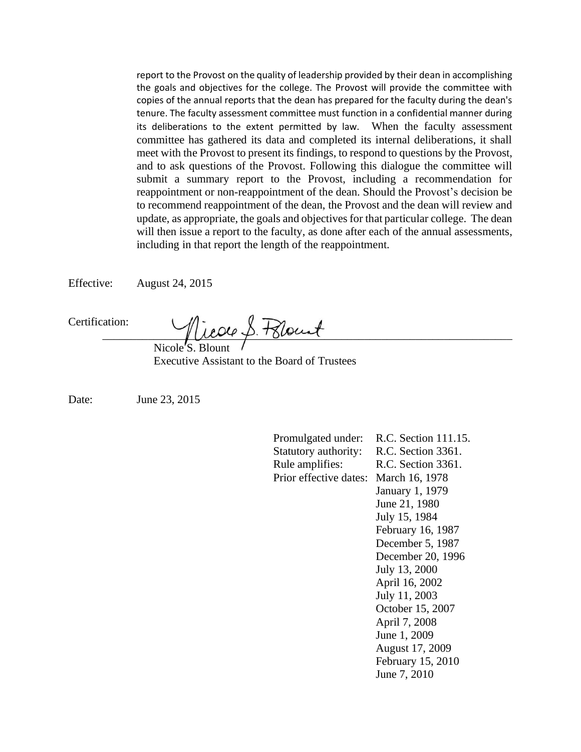report to the Provost on the quality of leadership provided by their dean in accomplishing the goals and objectives for the college. The Provost will provide the committee with copies of the annual reports that the dean has prepared for the faculty during the dean's tenure. The faculty assessment committee must function in a confidential manner during its deliberations to the extent permitted by law. When the faculty assessment committee has gathered its data and completed its internal deliberations, it shall meet with the Provost to present its findings, to respond to questions by the Provost, and to ask questions of the Provost. Following this dialogue the committee will submit a summary report to the Provost, including a recommendation for reappointment or non-reappointment of the dean. Should the Provost's decision be to recommend reappointment of the dean, the Provost and the dean will review and update, as appropriate, the goals and objectives for that particular college. The dean will then issue a report to the faculty, as done after each of the annual assessments, including in that report the length of the reappointment.

Effective: August 24, 2015

Certification: _______________________________

Nicole S. Blount
Executive Assistant to the Board of Trustees

Date: June 23, 2015

Promulgated under: R.C. Section 111.15.
Statutory authority: R.C. Section 3361.
Rule amplifies: R.C. Section 3361.
Prior effective dates: March 16, 1978
January 1, 1979
June 21, 1980
July 15, 1984
February 16, 1987
December 5, 1987
December 20, 1996
July 13, 2000
April 16, 2002
July 11, 2003
October 15, 2007
April 7, 2008
June 1, 2009
August 17, 2009
February 15, 2010
June 7, 2010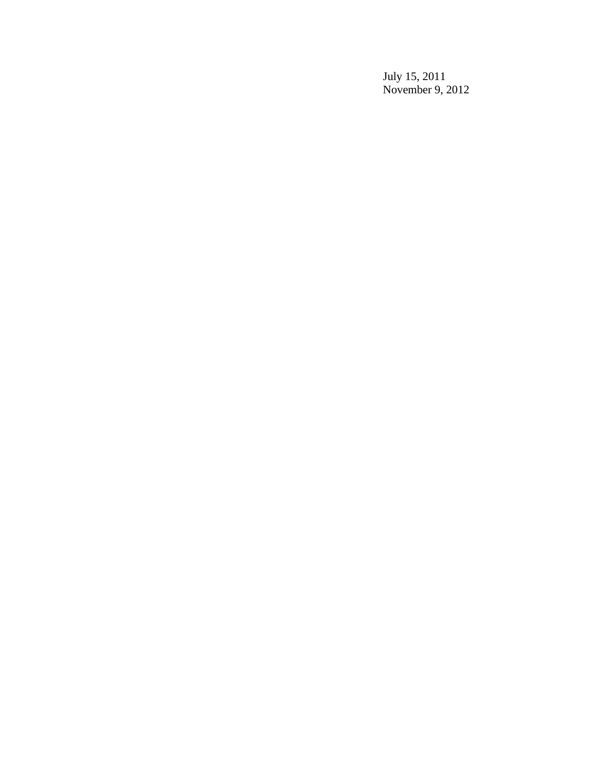July 15, 2011
November 9, 2012